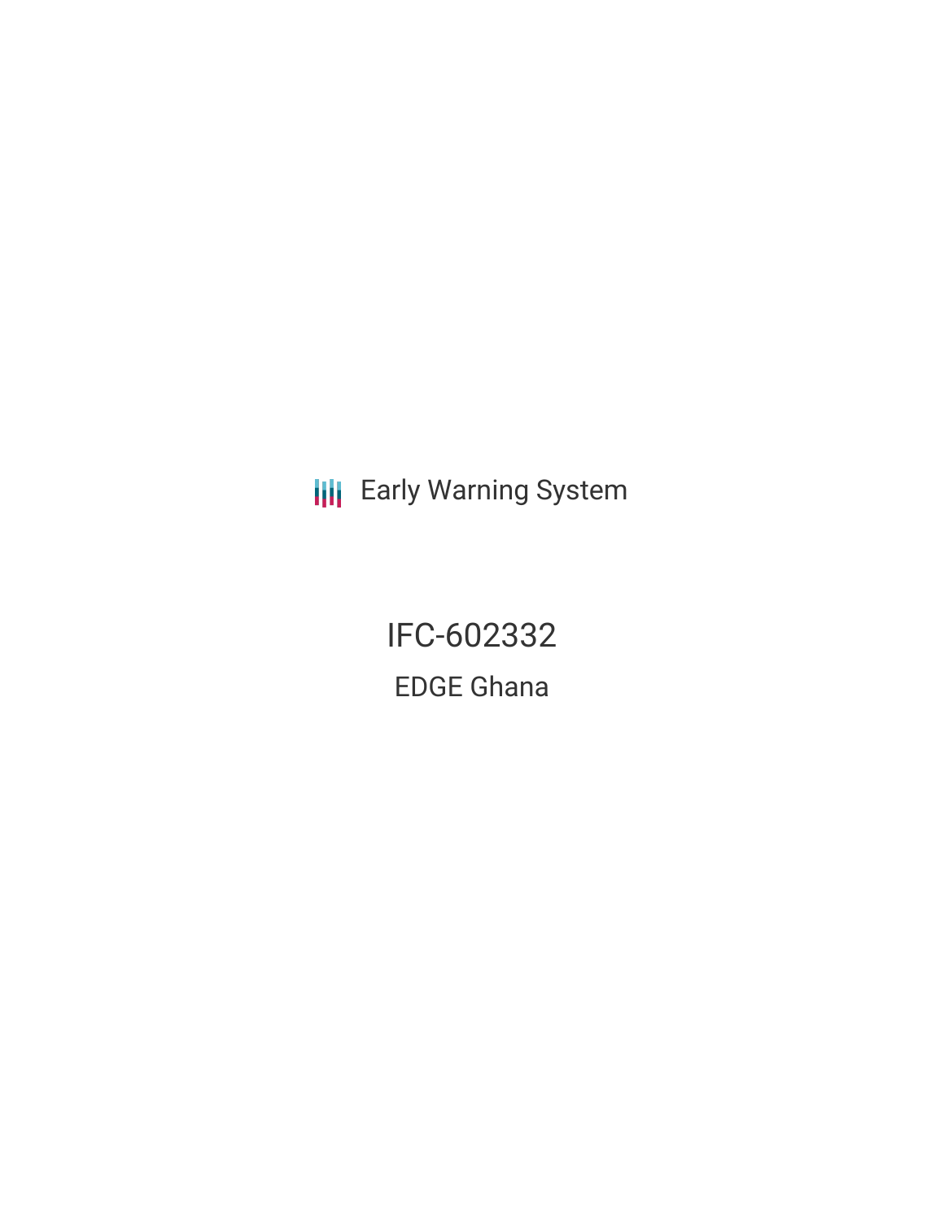Early Warning System

# IFC-602332

## EDGE Ghana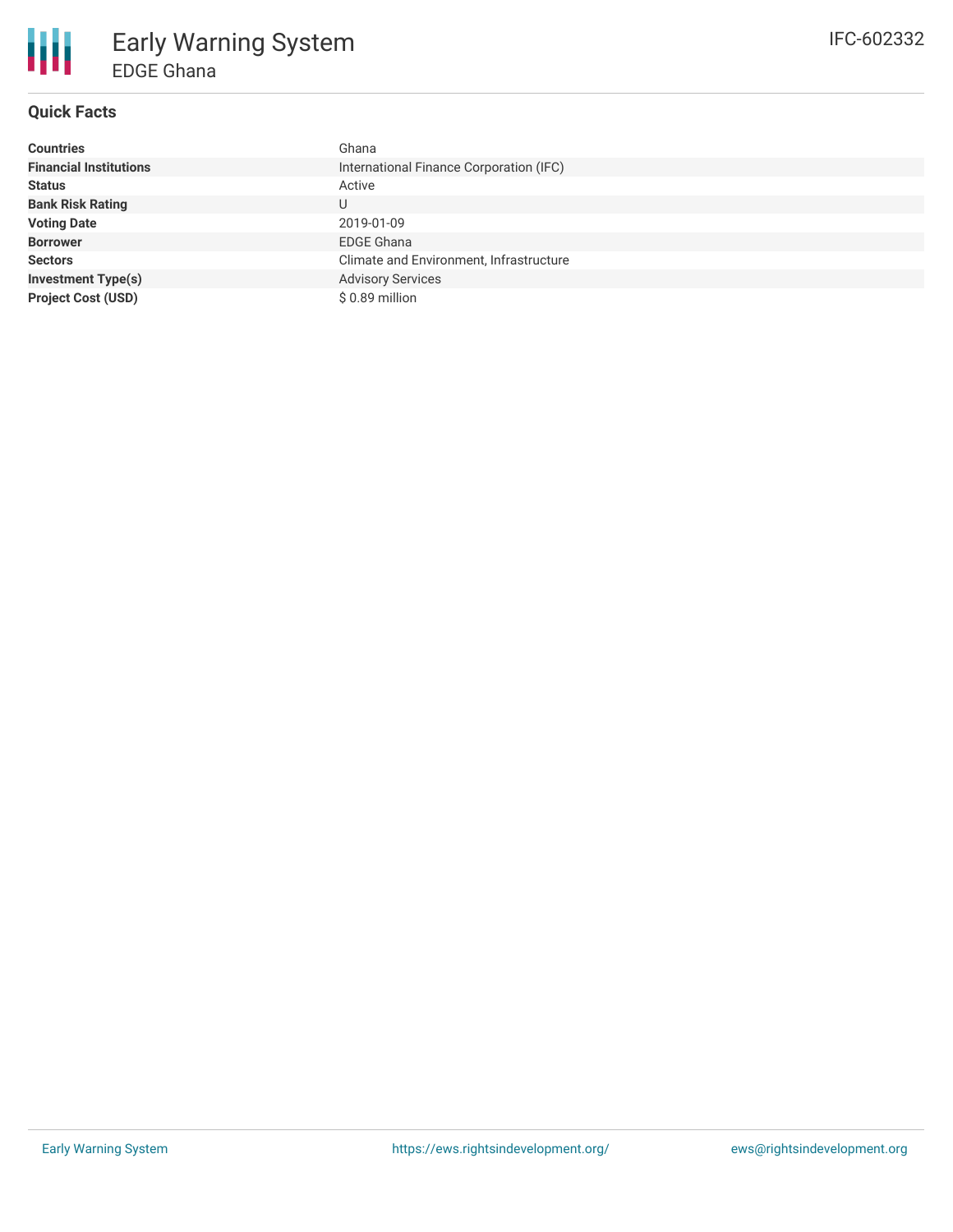# Early Warning System

## EDGE Ghana

IFC-602332

### Quick Facts

| | |
|---|---|
| **Countries** | Ghana |
| **Financial Institutions** | International Finance Corporation (IFC) |
| **Status** | Active |
| **Bank Risk Rating** | U |
| **Voting Date** | 2019-01-09 |
| **Borrower** | EDGE Ghana |
| **Sectors** | Climate and Environment, Infrastructure |
| **Investment Type(s)** | Advisory Services |
| **Project Cost (USD)** | $ 0.89 million |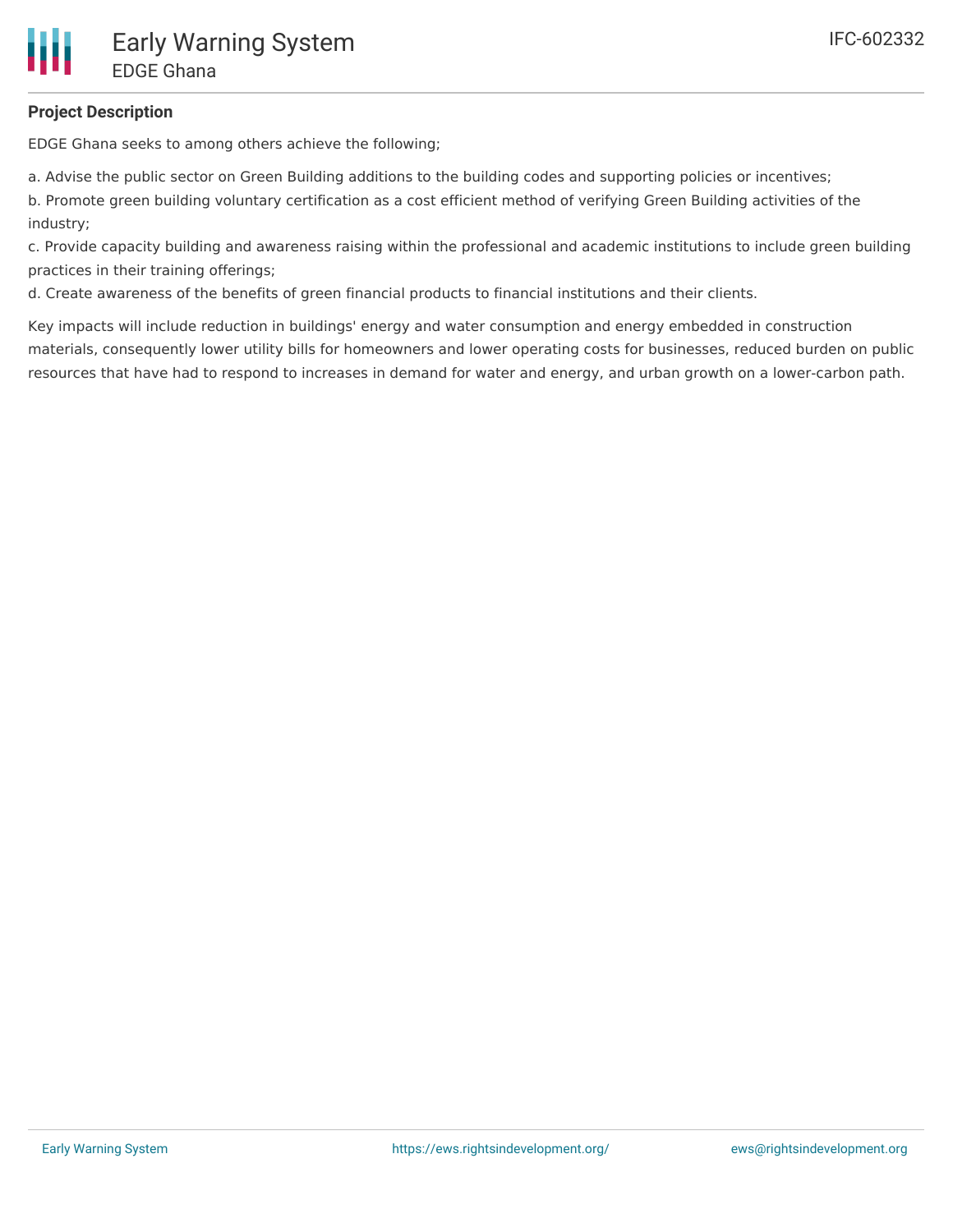## Project Description

EDGE Ghana seeks to among others achieve the following;

a. Advise the public sector on Green Building additions to the building codes and supporting policies or incentives;
b. Promote green building voluntary certification as a cost efficient method of verifying Green Building activities of the industry;
c. Provide capacity building and awareness raising within the professional and academic institutions to include green building practices in their training offerings;
d. Create awareness of the benefits of green financial products to financial institutions and their clients.

Key impacts will include reduction in buildings' energy and water consumption and energy embedded in construction materials, consequently lower utility bills for homeowners and lower operating costs for businesses, reduced burden on public resources that have had to respond to increases in demand for water and energy, and urban growth on a lower-carbon path.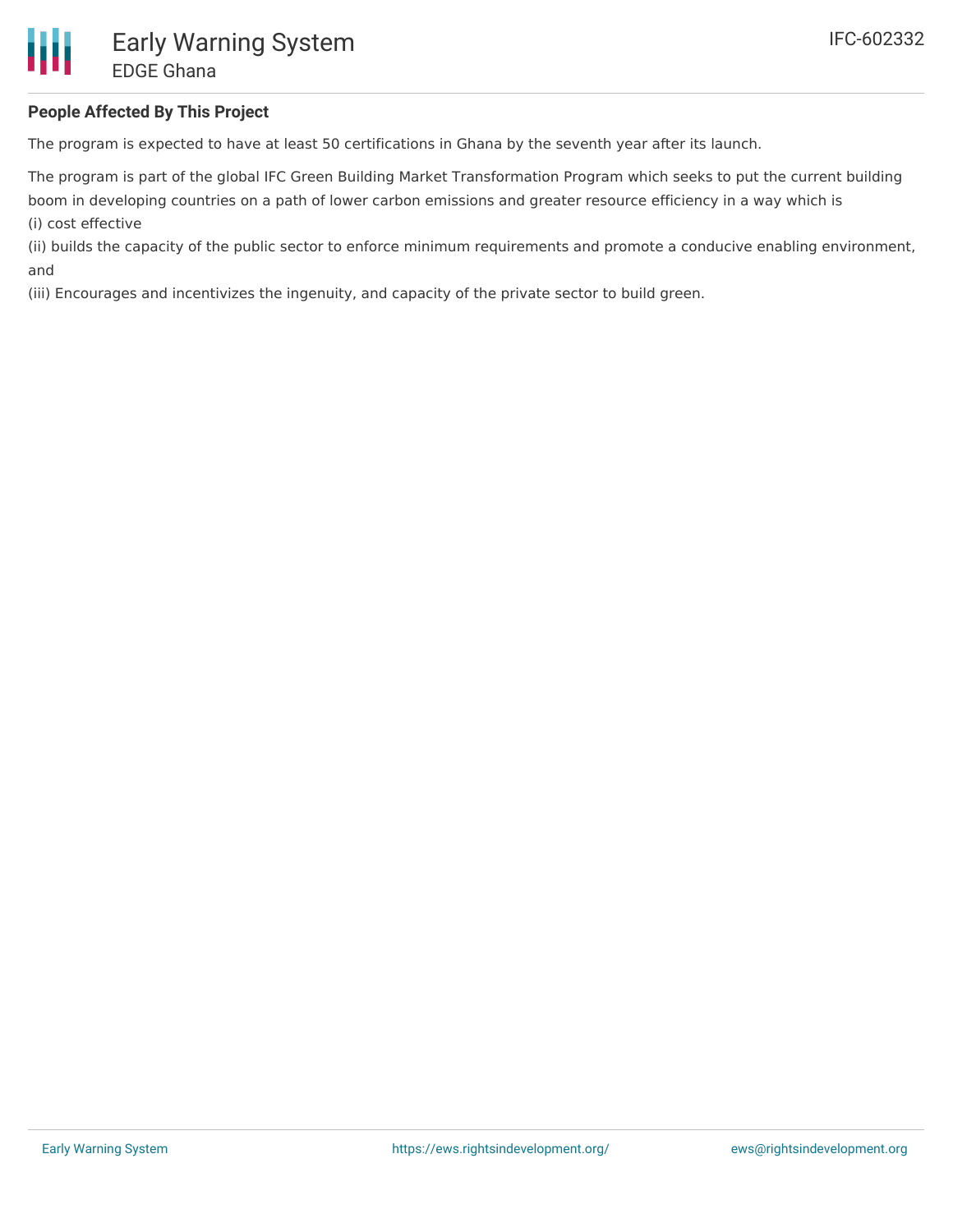### People Affected By This Project

The program is expected to have at least 50 certifications in Ghana by the seventh year after its launch.

The program is part of the global IFC Green Building Market Transformation Program which seeks to put the current building boom in developing countries on a path of lower carbon emissions and greater resource efficiency in a way which is
(i) cost effective
(ii) builds the capacity of the public sector to enforce minimum requirements and promote a conducive enabling environment, and
(iii) Encourages and incentivizes the ingenuity, and capacity of the private sector to build green.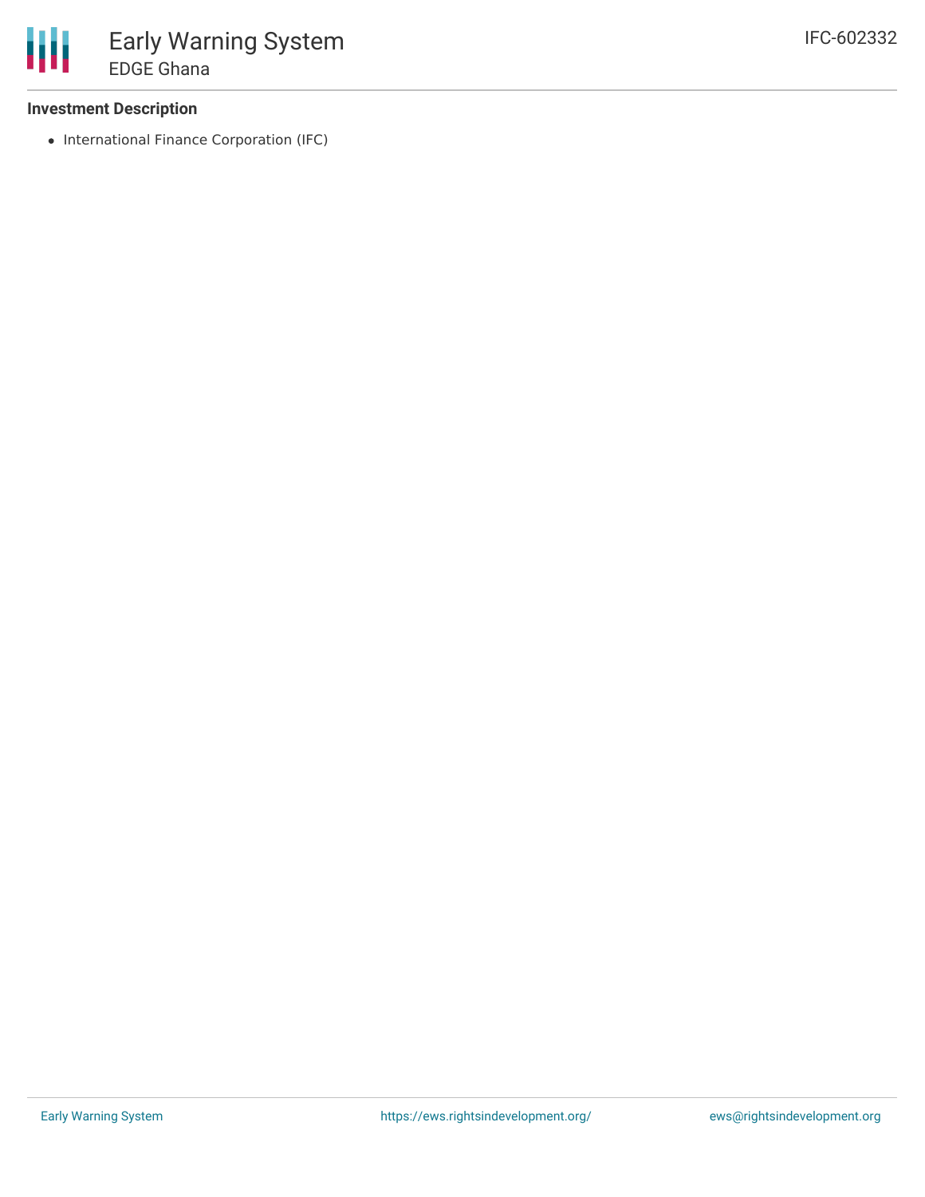**Investment Description**

- International Finance Corporation (IFC)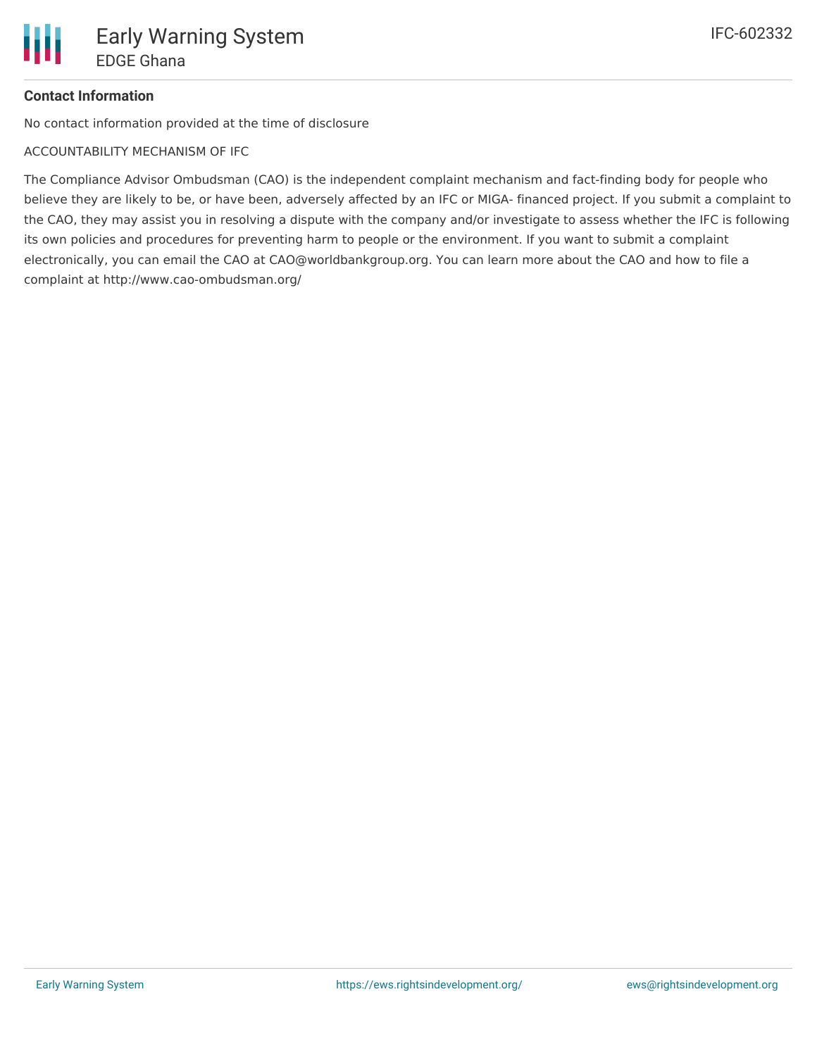**Contact Information**

No contact information provided at the time of disclosure

ACCOUNTABILITY MECHANISM OF IFC

The Compliance Advisor Ombudsman (CAO) is the independent complaint mechanism and fact-finding body for people who believe they are likely to be, or have been, adversely affected by an IFC or MIGA- financed project. If you submit a complaint to the CAO, they may assist you in resolving a dispute with the company and/or investigate to assess whether the IFC is following its own policies and procedures for preventing harm to people or the environment. If you want to submit a complaint electronically, you can email the CAO at CAO@worldbankgroup.org. You can learn more about the CAO and how to file a complaint at http://www.cao-ombudsman.org/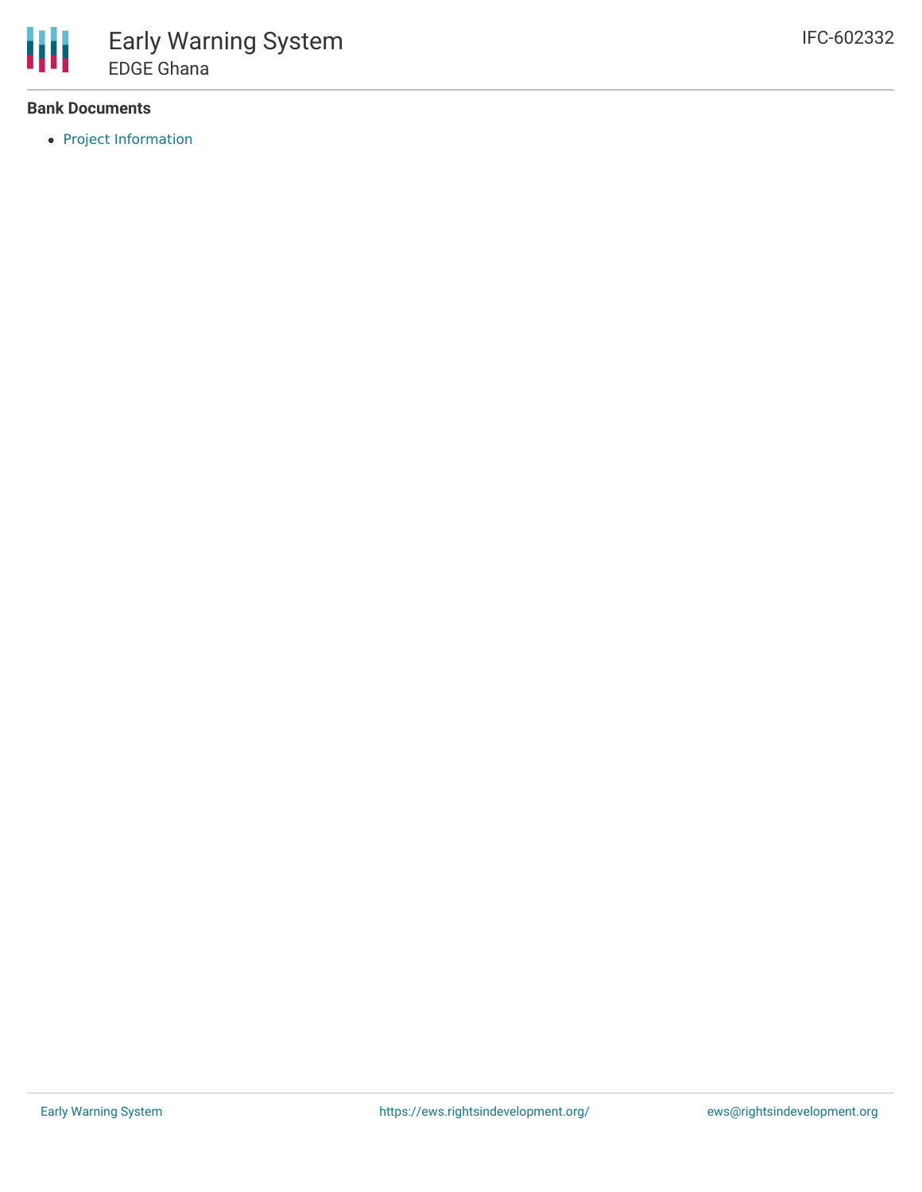**Bank Documents**

- Project Information